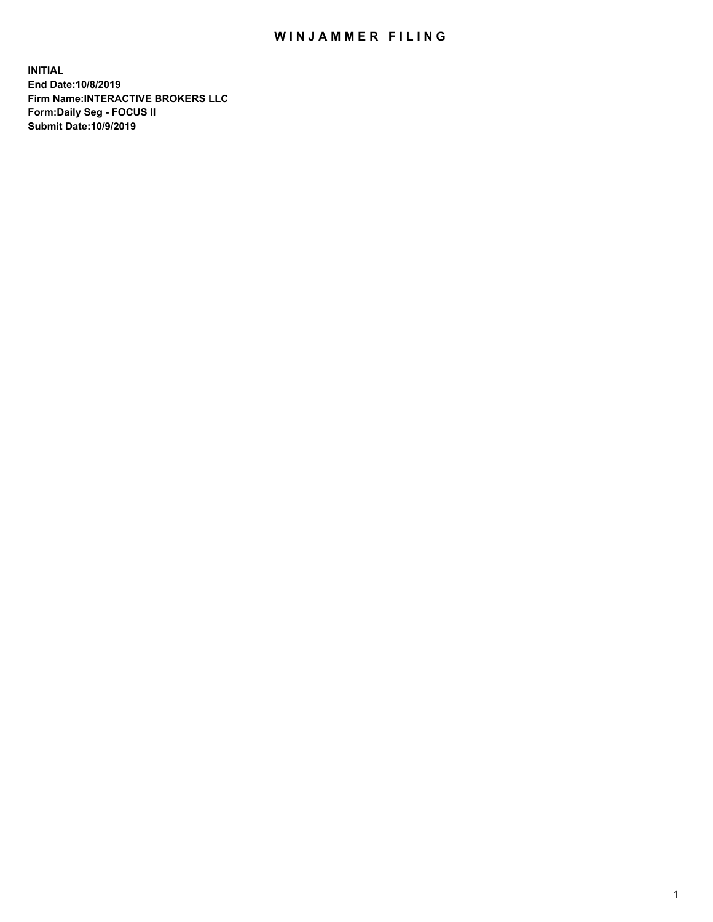# WINJAMMER FILING

**INITIAL**
**End Date:10/8/2019**
**Firm Name:INTERACTIVE BROKERS LLC**
**Form:Daily Seg - FOCUS II**
**Submit Date:10/9/2019**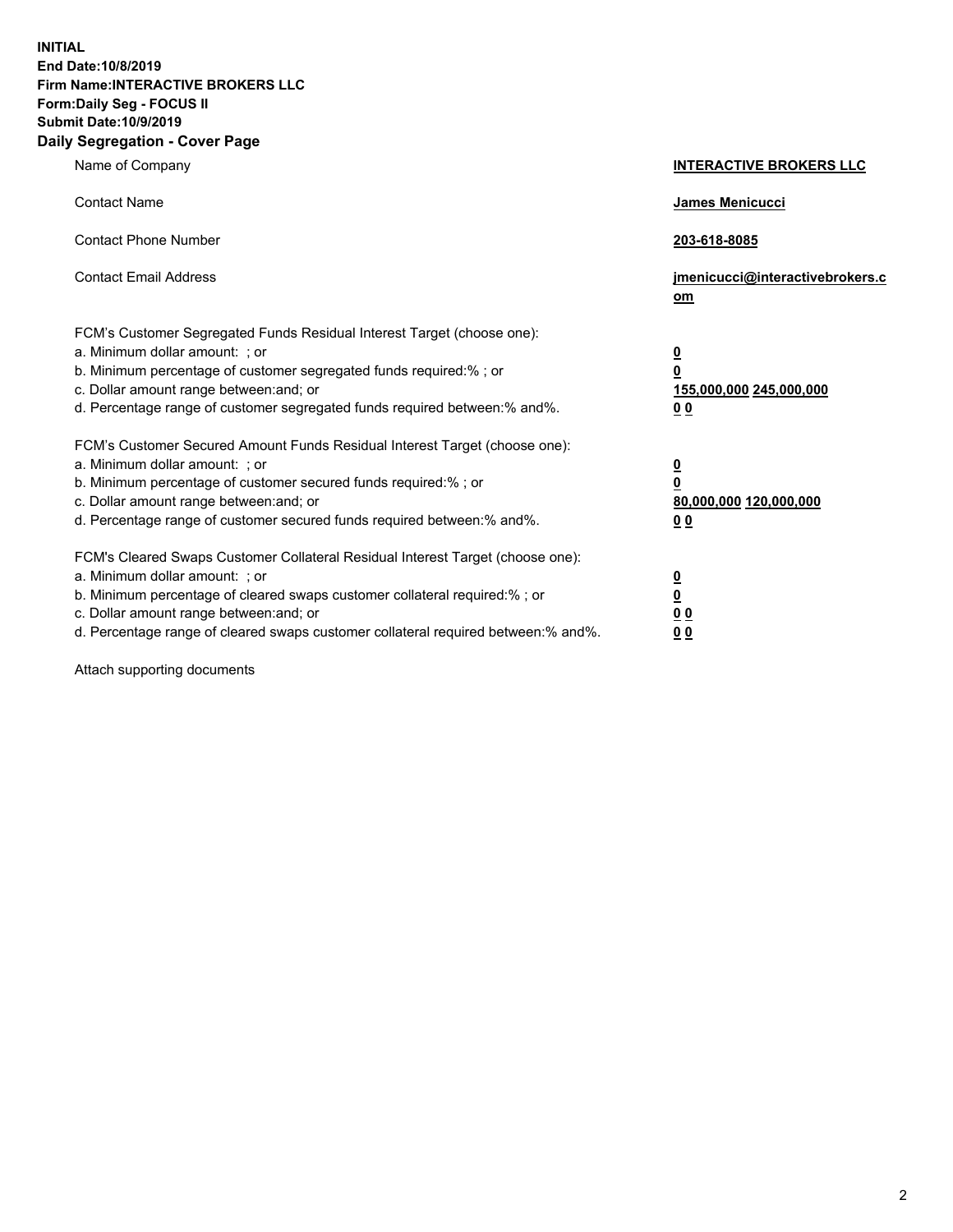**INITIAL**
**End Date:10/8/2019**
**Firm Name:INTERACTIVE BROKERS LLC**
**Form:Daily Seg - FOCUS II**
**Submit Date:10/9/2019**

## Daily Segregation - Cover Page

| | |
|---|---|
| Name of Company | **INTERACTIVE BROKERS LLC** |
| Contact Name | **James Menicucci** |
| Contact Phone Number | **203-618-8085** |
| Contact Email Address | **jmenicucci@interactivebrokers.com** |

| | |
|---|---|
| FCM's Customer Segregated Funds Residual Interest Target (choose one): | |
| a. Minimum dollar amount: ; or | **0** |
| b. Minimum percentage of customer segregated funds required:% ; or | **0** |
| c. Dollar amount range between:and; or | **155,000,000 245,000,000** |
| d. Percentage range of customer segregated funds required between:% and%. | **0 0** |
| FCM's Customer Secured Amount Funds Residual Interest Target (choose one): | |
| a. Minimum dollar amount: ; or | **0** |
| b. Minimum percentage of customer secured funds required:% ; or | **0** |
| c. Dollar amount range between:and; or | **80,000,000 120,000,000** |
| d. Percentage range of customer secured funds required between:% and%. | **0 0** |
| FCM's Cleared Swaps Customer Collateral Residual Interest Target (choose one): | |
| a. Minimum dollar amount: ; or | **0** |
| b. Minimum percentage of cleared swaps customer collateral required:% ; or | **0** |
| c. Dollar amount range between:and; or | **0 0** |
| d. Percentage range of cleared swaps customer collateral required between:% and%. | **0 0** |

Attach supporting documents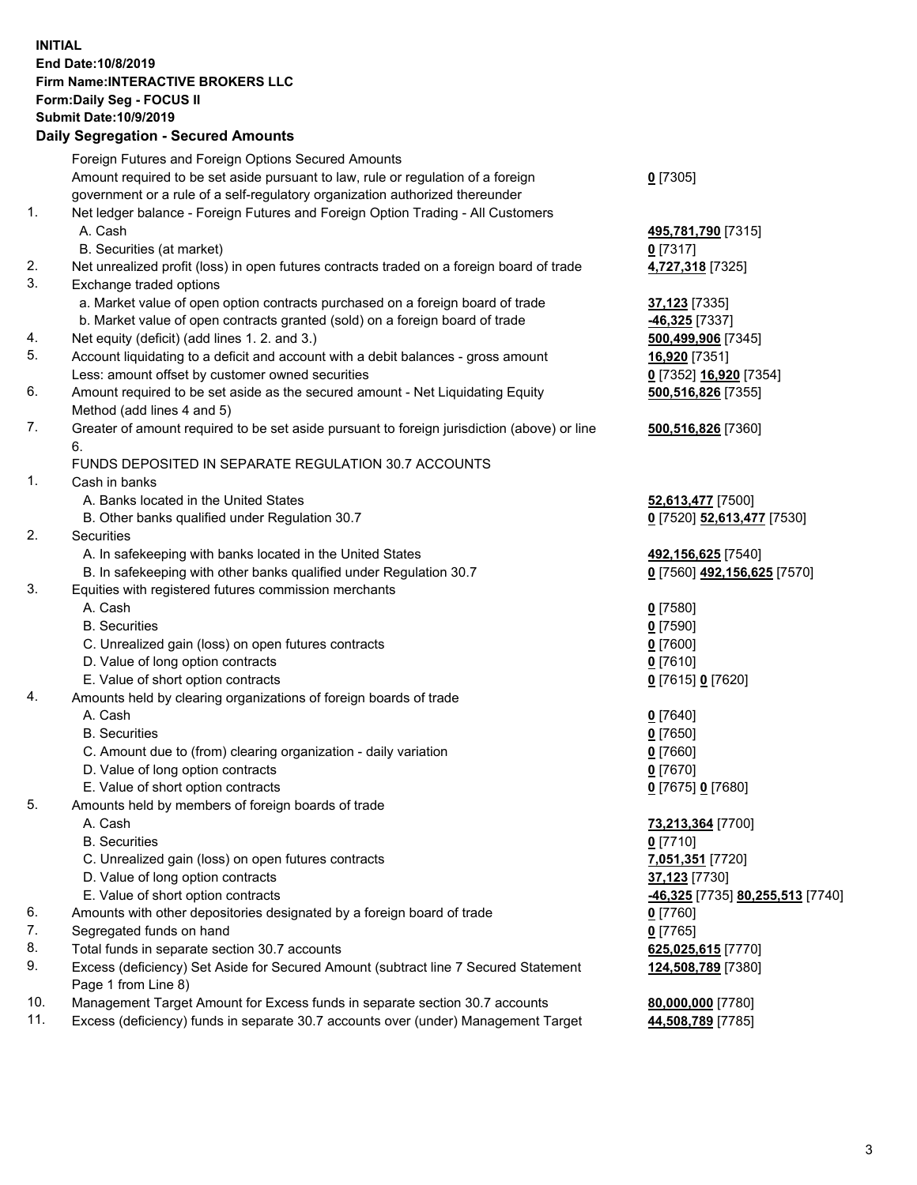**INITIAL**
**End Date:10/8/2019**
**Firm Name:INTERACTIVE BROKERS LLC**
**Form:Daily Seg - FOCUS II**
**Submit Date:10/9/2019**
**Daily Segregation - Secured Amounts**

| | | |
|---|---|---|
| | Foreign Futures and Foreign Options Secured Amounts | |
| | Amount required to be set aside pursuant to law, rule or regulation of a foreign government or a rule of a self-regulatory organization authorized thereunder | **0** [7305] |
| 1. | Net ledger balance - Foreign Futures and Foreign Option Trading - All Customers | |
| | A. Cash | **495,781,790** [7315] |
| | B. Securities (at market) | **0** [7317] |
| 2. | Net unrealized profit (loss) in open futures contracts traded on a foreign board of trade | **4,727,318** [7325] |
| 3. | Exchange traded options | |
| | a. Market value of open option contracts purchased on a foreign board of trade | **37,123** [7335] |
| | b. Market value of open contracts granted (sold) on a foreign board of trade | **-46,325** [7337] |
| 4. | Net equity (deficit) (add lines 1. 2. and 3.) | **500,499,906** [7345] |
| 5. | Account liquidating to a deficit and account with a debit balances - gross amount | **16,920** [7351] |
| | Less: amount offset by customer owned securities | **0** [7352] **16,920** [7354] |
| 6. | Amount required to be set aside as the secured amount - Net Liquidating Equity Method (add lines 4 and 5) | **500,516,826** [7355] |
| 7. | Greater of amount required to be set aside pursuant to foreign jurisdiction (above) or line 6. | **500,516,826** [7360] |
| | FUNDS DEPOSITED IN SEPARATE REGULATION 30.7 ACCOUNTS | |
| 1. | Cash in banks | |
| | A. Banks located in the United States | **52,613,477** [7500] |
| | B. Other banks qualified under Regulation 30.7 | **0** [7520] **52,613,477** [7530] |
| 2. | Securities | |
| | A. In safekeeping with banks located in the United States | **492,156,625** [7540] |
| | B. In safekeeping with other banks qualified under Regulation 30.7 | **0** [7560] **492,156,625** [7570] |
| 3. | Equities with registered futures commission merchants | |
| | A. Cash | **0** [7580] |
| | B. Securities | **0** [7590] |
| | C. Unrealized gain (loss) on open futures contracts | **0** [7600] |
| | D. Value of long option contracts | **0** [7610] |
| | E. Value of short option contracts | **0** [7615] **0** [7620] |
| 4. | Amounts held by clearing organizations of foreign boards of trade | |
| | A. Cash | **0** [7640] |
| | B. Securities | **0** [7650] |
| | C. Amount due to (from) clearing organization - daily variation | **0** [7660] |
| | D. Value of long option contracts | **0** [7670] |
| | E. Value of short option contracts | **0** [7675] **0** [7680] |
| 5. | Amounts held by members of foreign boards of trade | |
| | A. Cash | **73,213,364** [7700] |
| | B. Securities | **0** [7710] |
| | C. Unrealized gain (loss) on open futures contracts | **7,051,351** [7720] |
| | D. Value of long option contracts | **37,123** [7730] |
| | E. Value of short option contracts | **-46,325** [7735] **80,255,513** [7740] |
| 6. | Amounts with other depositories designated by a foreign board of trade | **0** [7760] |
| 7. | Segregated funds on hand | **0** [7765] |
| 8. | Total funds in separate section 30.7 accounts | **625,025,615** [7770] |
| 9. | Excess (deficiency) Set Aside for Secured Amount (subtract line 7 Secured Statement Page 1 from Line 8) | **124,508,789** [7380] |
| 10. | Management Target Amount for Excess funds in separate section 30.7 accounts | **80,000,000** [7780] |
| 11. | Excess (deficiency) funds in separate 30.7 accounts over (under) Management Target | **44,508,789** [7785] |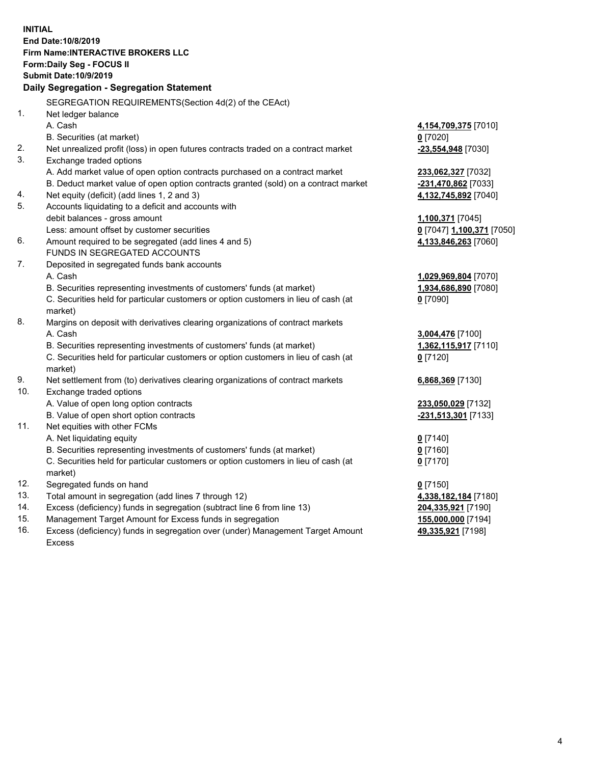**INITIAL**
**End Date:10/8/2019**
**Firm Name:INTERACTIVE BROKERS LLC**
**Form:Daily Seg - FOCUS II**
**Submit Date:10/9/2019**
**Daily Segregation - Segregation Statement**

SEGREGATION REQUIREMENTS(Section 4d(2) of the CEAct)

| | | |
|---|---|---|
| 1. | Net ledger balance | |
| | A. Cash | **4,154,709,375** [7010] |
| | B. Securities (at market) | **0** [7020] |
| 2. | Net unrealized profit (loss) in open futures contracts traded on a contract market | **-23,554,948** [7030] |
| 3. | Exchange traded options | |
| | A. Add market value of open option contracts purchased on a contract market | **233,062,327** [7032] |
| | B. Deduct market value of open option contracts granted (sold) on a contract market | **-231,470,862** [7033] |
| 4. | Net equity (deficit) (add lines 1, 2 and 3) | **4,132,745,892** [7040] |
| 5. | Accounts liquidating to a deficit and accounts with debit balances - gross amount | **1,100,371** [7045] |
| | Less: amount offset by customer securities | **0** [7047] **1,100,371** [7050] |
| 6. | Amount required to be segregated (add lines 4 and 5) | **4,133,846,263** [7060] |
| | FUNDS IN SEGREGATED ACCOUNTS | |
| 7. | Deposited in segregated funds bank accounts | |
| | A. Cash | **1,029,969,804** [7070] |
| | B. Securities representing investments of customers' funds (at market) | **1,934,686,890** [7080] |
| | C. Securities held for particular customers or option customers in lieu of cash (at market) | **0** [7090] |
| 8. | Margins on deposit with derivatives clearing organizations of contract markets | |
| | A. Cash | **3,004,476** [7100] |
| | B. Securities representing investments of customers' funds (at market) | **1,362,115,917** [7110] |
| | C. Securities held for particular customers or option customers in lieu of cash (at market) | **0** [7120] |
| 9. | Net settlement from (to) derivatives clearing organizations of contract markets | **6,868,369** [7130] |
| 10. | Exchange traded options | |
| | A. Value of open long option contracts | **233,050,029** [7132] |
| | B. Value of open short option contracts | **-231,513,301** [7133] |
| 11. | Net equities with other FCMs | |
| | A. Net liquidating equity | **0** [7140] |
| | B. Securities representing investments of customers' funds (at market) | **0** [7160] |
| | C. Securities held for particular customers or option customers in lieu of cash (at market) | **0** [7170] |
| 12. | Segregated funds on hand | **0** [7150] |
| 13. | Total amount in segregation (add lines 7 through 12) | **4,338,182,184** [7180] |
| 14. | Excess (deficiency) funds in segregation (subtract line 6 from line 13) | **204,335,921** [7190] |
| 15. | Management Target Amount for Excess funds in segregation | **155,000,000** [7194] |
| 16. | Excess (deficiency) funds in segregation over (under) Management Target Amount Excess | **49,335,921** [7198] |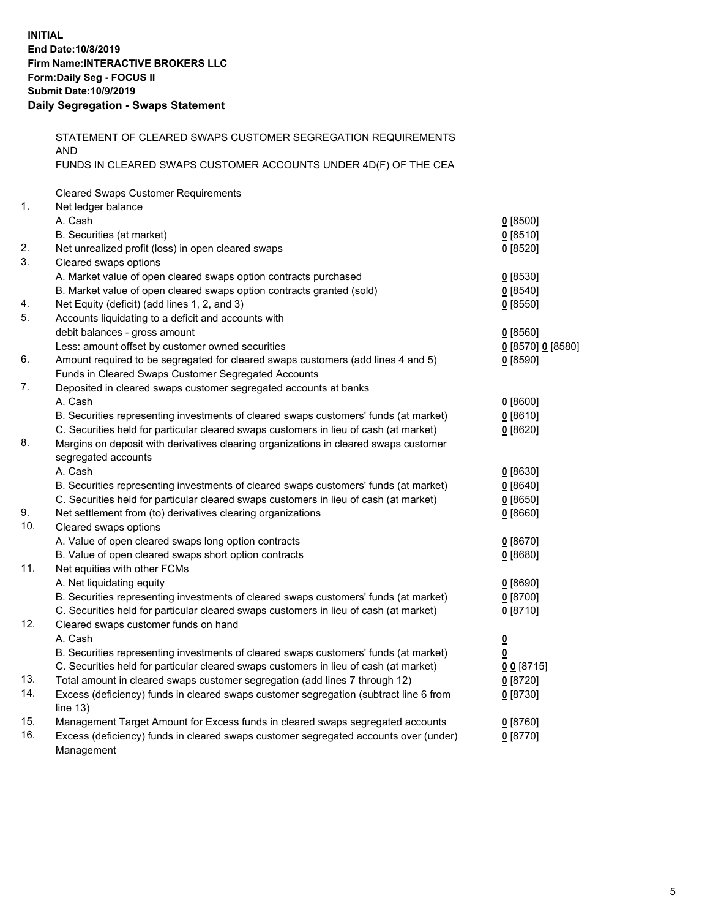**INITIAL**
**End Date:10/8/2019**
**Firm Name:INTERACTIVE BROKERS LLC**
**Form:Daily Seg - FOCUS II**
**Submit Date:10/9/2019**
**Daily Segregation - Swaps Statement**

STATEMENT OF CLEARED SWAPS CUSTOMER SEGREGATION REQUIREMENTS AND FUNDS IN CLEARED SWAPS CUSTOMER ACCOUNTS UNDER 4D(F) OF THE CEA

| | | |
|---|---|---|
| | Cleared Swaps Customer Requirements | |
| 1. | Net ledger balance | |
| | A. Cash | 0 [8500] |
| | B. Securities (at market) | 0 [8510] |
| 2. | Net unrealized profit (loss) in open cleared swaps | 0 [8520] |
| 3. | Cleared swaps options | |
| | A. Market value of open cleared swaps option contracts purchased | 0 [8530] |
| | B. Market value of open cleared swaps option contracts granted (sold) | 0 [8540] |
| 4. | Net Equity (deficit) (add lines 1, 2, and 3) | 0 [8550] |
| 5. | Accounts liquidating to a deficit and accounts with debit balances - gross amount | 0 [8560] |
| | Less: amount offset by customer owned securities | 0 [8570] 0 [8580] |
| 6. | Amount required to be segregated for cleared swaps customers (add lines 4 and 5) | 0 [8590] |
| | Funds in Cleared Swaps Customer Segregated Accounts | |
| 7. | Deposited in cleared swaps customer segregated accounts at banks | |
| | A. Cash | 0 [8600] |
| | B. Securities representing investments of cleared swaps customers' funds (at market) | 0 [8610] |
| | C. Securities held for particular cleared swaps customers in lieu of cash (at market) | 0 [8620] |
| 8. | Margins on deposit with derivatives clearing organizations in cleared swaps customer segregated accounts | |
| | A. Cash | 0 [8630] |
| | B. Securities representing investments of cleared swaps customers' funds (at market) | 0 [8640] |
| | C. Securities held for particular cleared swaps customers in lieu of cash (at market) | 0 [8650] |
| 9. | Net settlement from (to) derivatives clearing organizations | 0 [8660] |
| 10. | Cleared swaps options | |
| | A. Value of open cleared swaps long option contracts | 0 [8670] |
| | B. Value of open cleared swaps short option contracts | 0 [8680] |
| 11. | Net equities with other FCMs | |
| | A. Net liquidating equity | 0 [8690] |
| | B. Securities representing investments of cleared swaps customers' funds (at market) | 0 [8700] |
| | C. Securities held for particular cleared swaps customers in lieu of cash (at market) | 0 [8710] |
| 12. | Cleared swaps customer funds on hand | |
| | A. Cash | 0 |
| | B. Securities representing investments of cleared swaps customers' funds (at market) | 0 |
| | C. Securities held for particular cleared swaps customers in lieu of cash (at market) | 0 0 [8715] |
| 13. | Total amount in cleared swaps customer segregation (add lines 7 through 12) | 0 [8720] |
| 14. | Excess (deficiency) funds in cleared swaps customer segregation (subtract line 6 from line 13) | 0 [8730] |
| 15. | Management Target Amount for Excess funds in cleared swaps segregated accounts | 0 [8760] |
| 16. | Excess (deficiency) funds in cleared swaps customer segregated accounts over (under) Management | 0 [8770] |